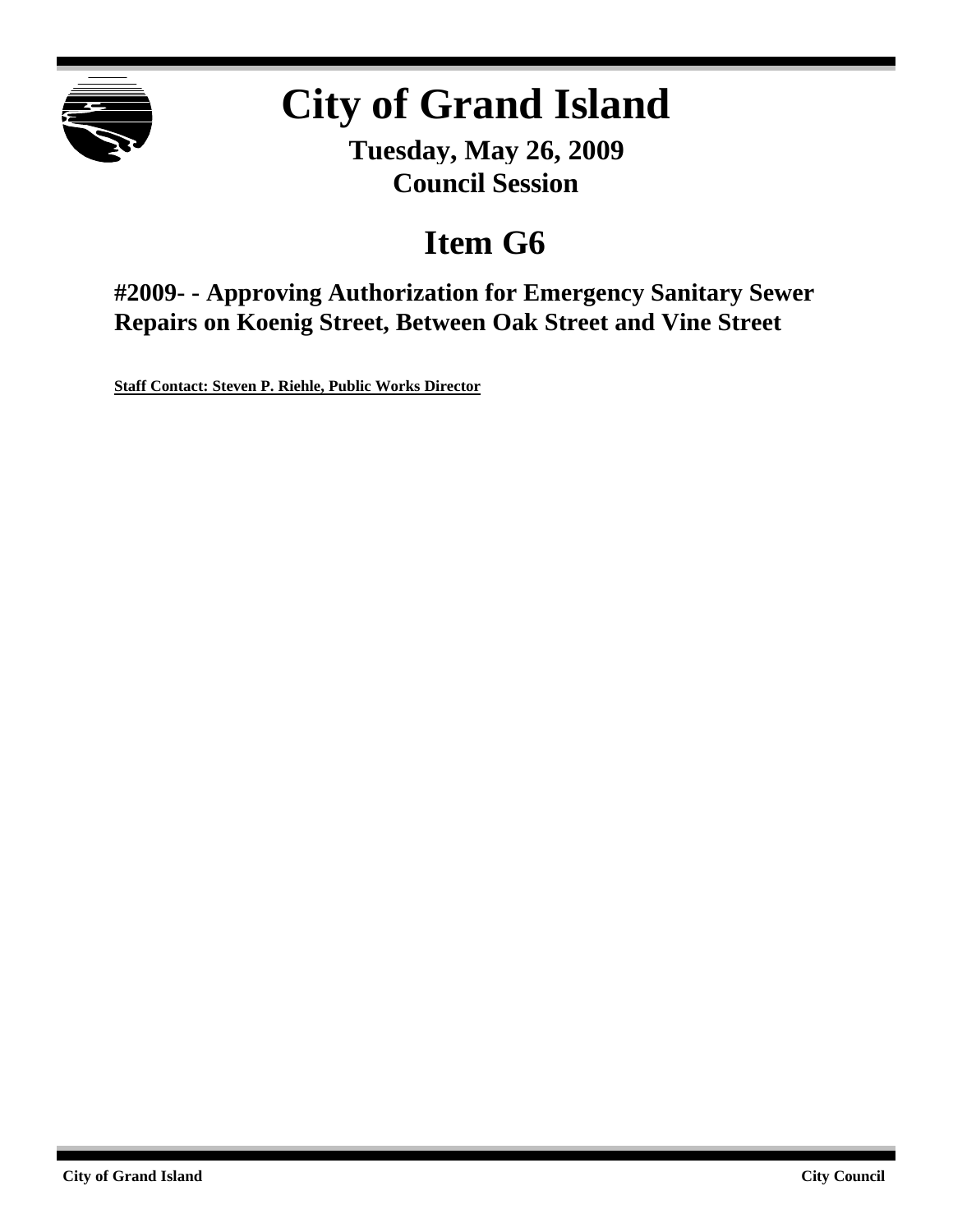# City of Grand Island

**Tuesday, May 26, 2009**
**Council Session**

## Item G6

### #2009- - Approving Authorization for Emergency Sanitary Sewer Repairs on Koenig Street, Between Oak Street and Vine Street

**Staff Contact: Steven P. Riehle, Public Works Director**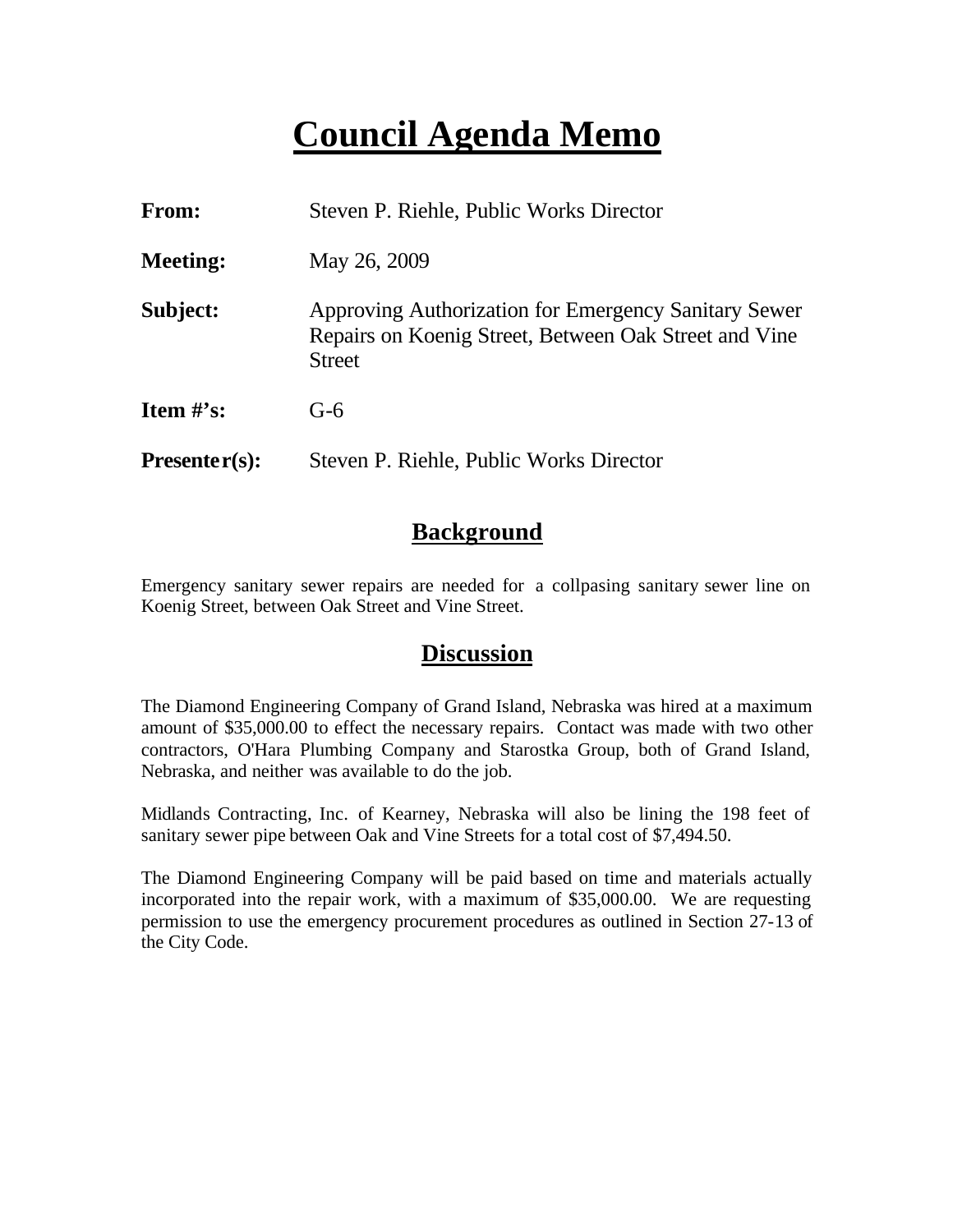# Council Agenda Memo

**From:** Steven P. Riehle, Public Works Director

**Meeting:** May 26, 2009

**Subject:** Approving Authorization for Emergency Sanitary Sewer Repairs on Koenig Street, Between Oak Street and Vine Street

**Item #'s:** G-6

**Presenter(s):** Steven P. Riehle, Public Works Director

## Background

Emergency sanitary sewer repairs are needed for a collpasing sanitary sewer line on Koenig Street, between Oak Street and Vine Street.

## Discussion

The Diamond Engineering Company of Grand Island, Nebraska was hired at a maximum amount of $35,000.00 to effect the necessary repairs. Contact was made with two other contractors, O'Hara Plumbing Company and Starostka Group, both of Grand Island, Nebraska, and neither was available to do the job.

Midlands Contracting, Inc. of Kearney, Nebraska will also be lining the 198 feet of sanitary sewer pipe between Oak and Vine Streets for a total cost of $7,494.50.

The Diamond Engineering Company will be paid based on time and materials actually incorporated into the repair work, with a maximum of $35,000.00. We are requesting permission to use the emergency procurement procedures as outlined in Section 27-13 of the City Code.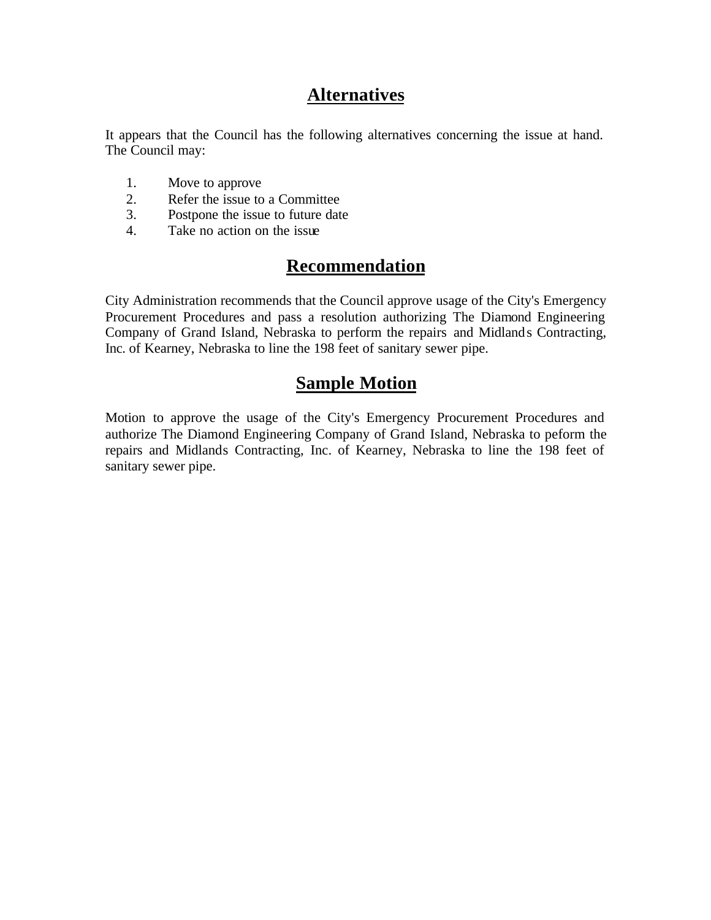## Alternatives

It appears that the Council has the following alternatives concerning the issue at hand. The Council may:

1. Move to approve
2. Refer the issue to a Committee
3. Postpone the issue to future date
4. Take no action on the issue

## Recommendation

City Administration recommends that the Council approve usage of the City's Emergency Procurement Procedures and pass a resolution authorizing The Diamond Engineering Company of Grand Island, Nebraska to perform the repairs and Midlands Contracting, Inc. of Kearney, Nebraska to line the 198 feet of sanitary sewer pipe.

## Sample Motion

Motion to approve the usage of the City's Emergency Procurement Procedures and authorize The Diamond Engineering Company of Grand Island, Nebraska to peform the repairs and Midlands Contracting, Inc. of Kearney, Nebraska to line the 198 feet of sanitary sewer pipe.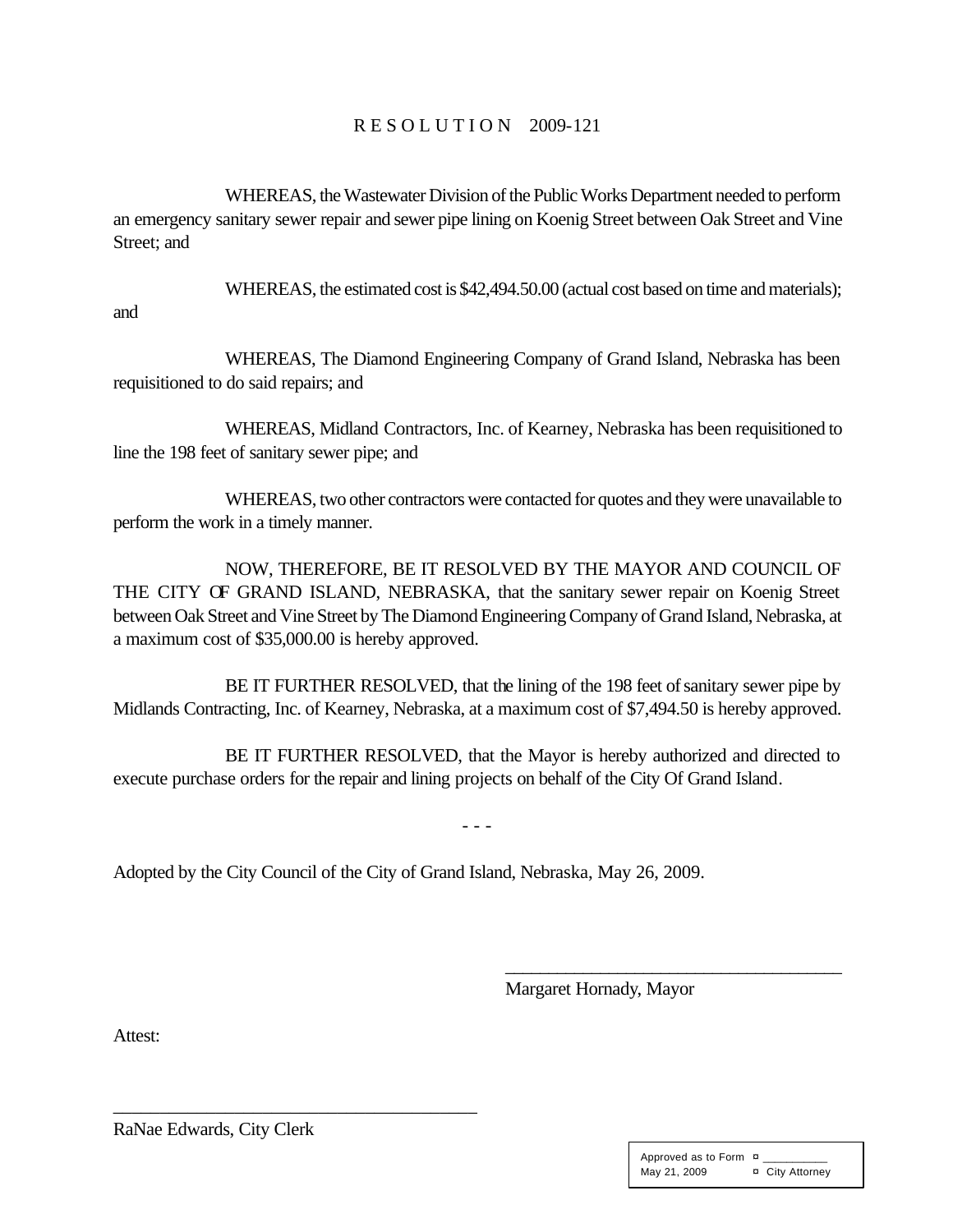# R E S O L U T I O N 2009-121

WHEREAS, the Wastewater Division of the Public Works Department needed to perform an emergency sanitary sewer repair and sewer pipe lining on Koenig Street between Oak Street and Vine Street; and

WHEREAS, the estimated cost is $42,494.50.00 (actual cost based on time and materials); and

WHEREAS, The Diamond Engineering Company of Grand Island, Nebraska has been requisitioned to do said repairs; and

WHEREAS, Midland Contractors, Inc. of Kearney, Nebraska has been requisitioned to line the 198 feet of sanitary sewer pipe; and

WHEREAS, two other contractors were contacted for quotes and they were unavailable to perform the work in a timely manner.

NOW, THEREFORE, BE IT RESOLVED BY THE MAYOR AND COUNCIL OF THE CITY OF GRAND ISLAND, NEBRASKA, that the sanitary sewer repair on Koenig Street between Oak Street and Vine Street by The Diamond Engineering Company of Grand Island, Nebraska, at a maximum cost of $35,000.00 is hereby approved.

BE IT FURTHER RESOLVED, that the lining of the 198 feet of sanitary sewer pipe by Midlands Contracting, Inc. of Kearney, Nebraska, at a maximum cost of $7,494.50 is hereby approved.

BE IT FURTHER RESOLVED, that the Mayor is hereby authorized and directed to execute purchase orders for the repair and lining projects on behalf of the City Of Grand Island.

- - -

Adopted by the City Council of the City of Grand Island, Nebraska, May 26, 2009.

_____________________________________
Margaret Hornady, Mayor

Attest:

_____________________________________
RaNae Edwards, City Clerk

Approved as to Form ¤ __________
May 21, 2009 ¤ City Attorney